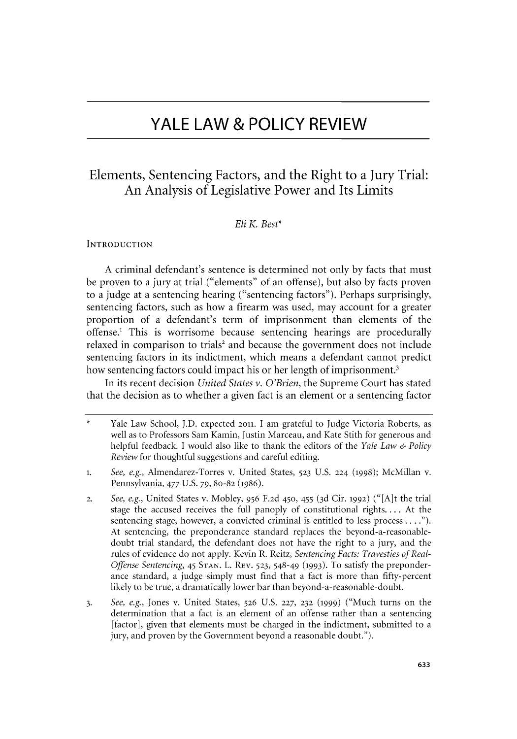# YALE LAW & POLICY REVIEW

## Elements, Sentencing Factors, and the Right to a Jury Trial: An Analysis of Legislative Power and Its Limits

*Eli K. Best*\*

### INTRODUCTION

A criminal defendant's sentence is determined not only by facts that must be proven to a jury at trial ("elements" of an offense), but also by facts proven to a judge at a sentencing hearing ("sentencing factors"). Perhaps surprisingly, sentencing factors, such as how a firearm was used, may account for a greater proportion of a defendant's term of imprisonment than elements of the offense.[1] This is worrisome because sentencing hearings are procedurally relaxed in comparison to trials[2] and because the government does not include sentencing factors in its indictment, which means a defendant cannot predict how sentencing factors could impact his or her length of imprisonment.[3]

In its recent decision *United States v. O'Brien*, the Supreme Court has stated that the decision as to whether a given fact is an element or a sentencing factor

---

\* Yale Law School, J.D. expected 2011. I am grateful to Judge Victoria Roberts, as well as to Professors Sam Kamin, Justin Marceau, and Kate Stith for generous and helpful feedback. I would also like to thank the editors of the *Yale Law & Policy Review* for thoughtful suggestions and careful editing.

1. *See, e.g.*, Almendarez-Torres v. United States, 523 U.S. 224 (1998); McMillan v. Pennsylvania, 477 U.S. 79, 80-82 (1986).

2. *See, e.g.*, United States v. Mobley, 956 F.2d 450, 455 (3d Cir. 1992) ("[A]t the trial stage the accused receives the full panoply of constitutional rights. . . . At the sentencing stage, however, a convicted criminal is entitled to less process . . . ."). At sentencing, the preponderance standard replaces the beyond-a-reasonable-doubt trial standard, the defendant does not have the right to a jury, and the rules of evidence do not apply. Kevin R. Reitz, *Sentencing Facts: Travesties of Real-Offense Sentencing*, 45 STAN. L. REV. 523, 548-49 (1993). To satisfy the preponderance standard, a judge simply must find that a fact is more than fifty-percent likely to be true, a dramatically lower bar than beyond-a-reasonable-doubt.

3. *See, e.g.*, Jones v. United States, 526 U.S. 227, 232 (1999) ("Much turns on the determination that a fact is an element of an offense rather than a sentencing [factor], given that elements must be charged in the indictment, submitted to a jury, and proven by the Government beyond a reasonable doubt.").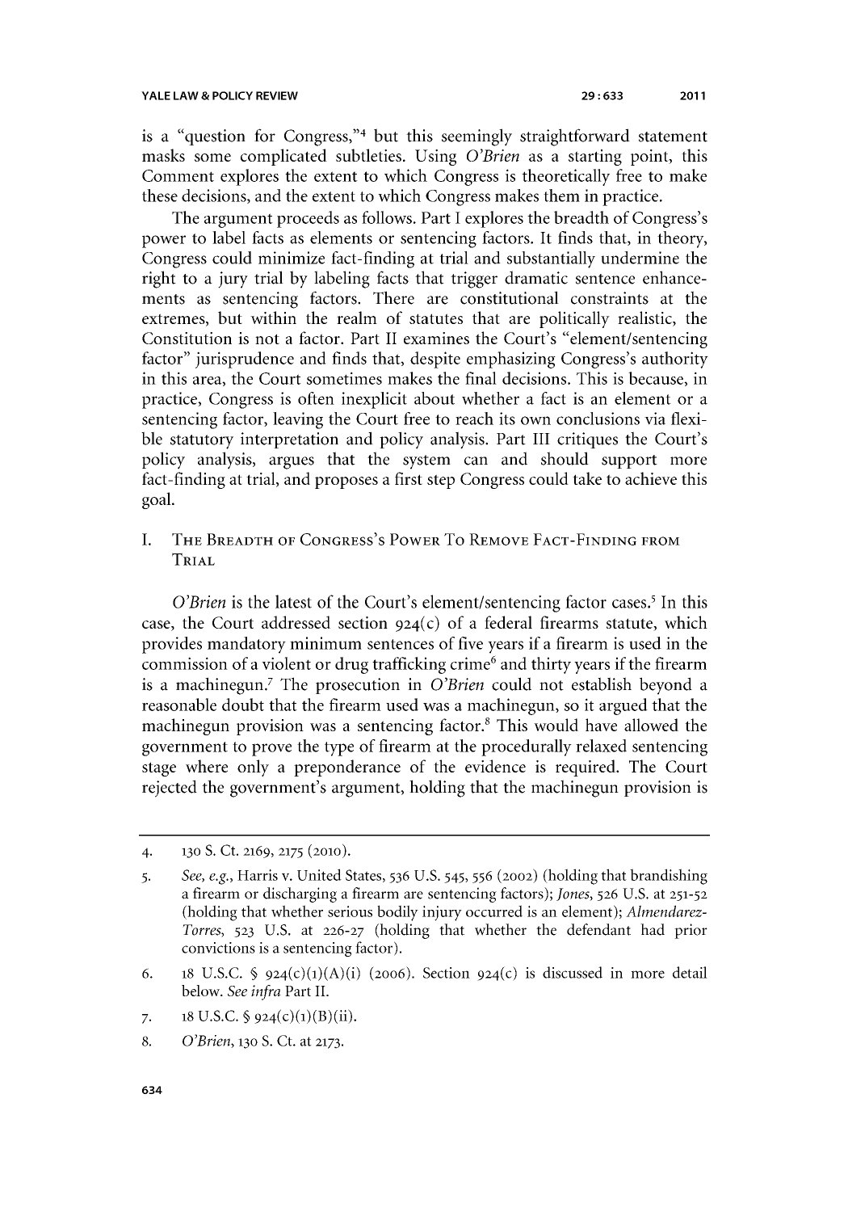is a "question for Congress,"[4] but this seemingly straightforward statement masks some complicated subtleties. Using *O'Brien* as a starting point, this Comment explores the extent to which Congress is theoretically free to make these decisions, and the extent to which Congress makes them in practice.

The argument proceeds as follows. Part I explores the breadth of Congress's power to label facts as elements or sentencing factors. It finds that, in theory, Congress could minimize fact-finding at trial and substantially undermine the right to a jury trial by labeling facts that trigger dramatic sentence enhancements as sentencing factors. There are constitutional constraints at the extremes, but within the realm of statutes that are politically realistic, the Constitution is not a factor. Part II examines the Court's "element/sentencing factor" jurisprudence and finds that, despite emphasizing Congress's authority in this area, the Court sometimes makes the final decisions. This is because, in practice, Congress is often inexplicit about whether a fact is an element or a sentencing factor, leaving the Court free to reach its own conclusions via flexible statutory interpretation and policy analysis. Part III critiques the Court's policy analysis, argues that the system can and should support more fact-finding at trial, and proposes a first step Congress could take to achieve this goal.

## I. The Breadth of Congress's Power To Remove Fact-Finding from Trial

*O'Brien* is the latest of the Court's element/sentencing factor cases.[5] In this case, the Court addressed section 924(c) of a federal firearms statute, which provides mandatory minimum sentences of five years if a firearm is used in the commission of a violent or drug trafficking crime[6] and thirty years if the firearm is a machinegun.[7] The prosecution in *O'Brien* could not establish beyond a reasonable doubt that the firearm used was a machinegun, so it argued that the machinegun provision was a sentencing factor.[8] This would have allowed the government to prove the type of firearm at the procedurally relaxed sentencing stage where only a preponderance of the evidence is required. The Court rejected the government's argument, holding that the machinegun provision is

---

4. 130 S. Ct. 2169, 2175 (2010).

5. *See, e.g.*, Harris v. United States, 536 U.S. 545, 556 (2002) (holding that brandishing a firearm or discharging a firearm are sentencing factors); *Jones*, 526 U.S. at 251-52 (holding that whether serious bodily injury occurred is an element); *Almendarez-Torres*, 523 U.S. at 226-27 (holding that whether the defendant had prior convictions is a sentencing factor).

6. 18 U.S.C. § 924(c)(1)(A)(i) (2006). Section 924(c) is discussed in more detail below. *See infra* Part II.

7. 18 U.S.C. § 924(c)(1)(B)(ii).

8. *O'Brien*, 130 S. Ct. at 2173.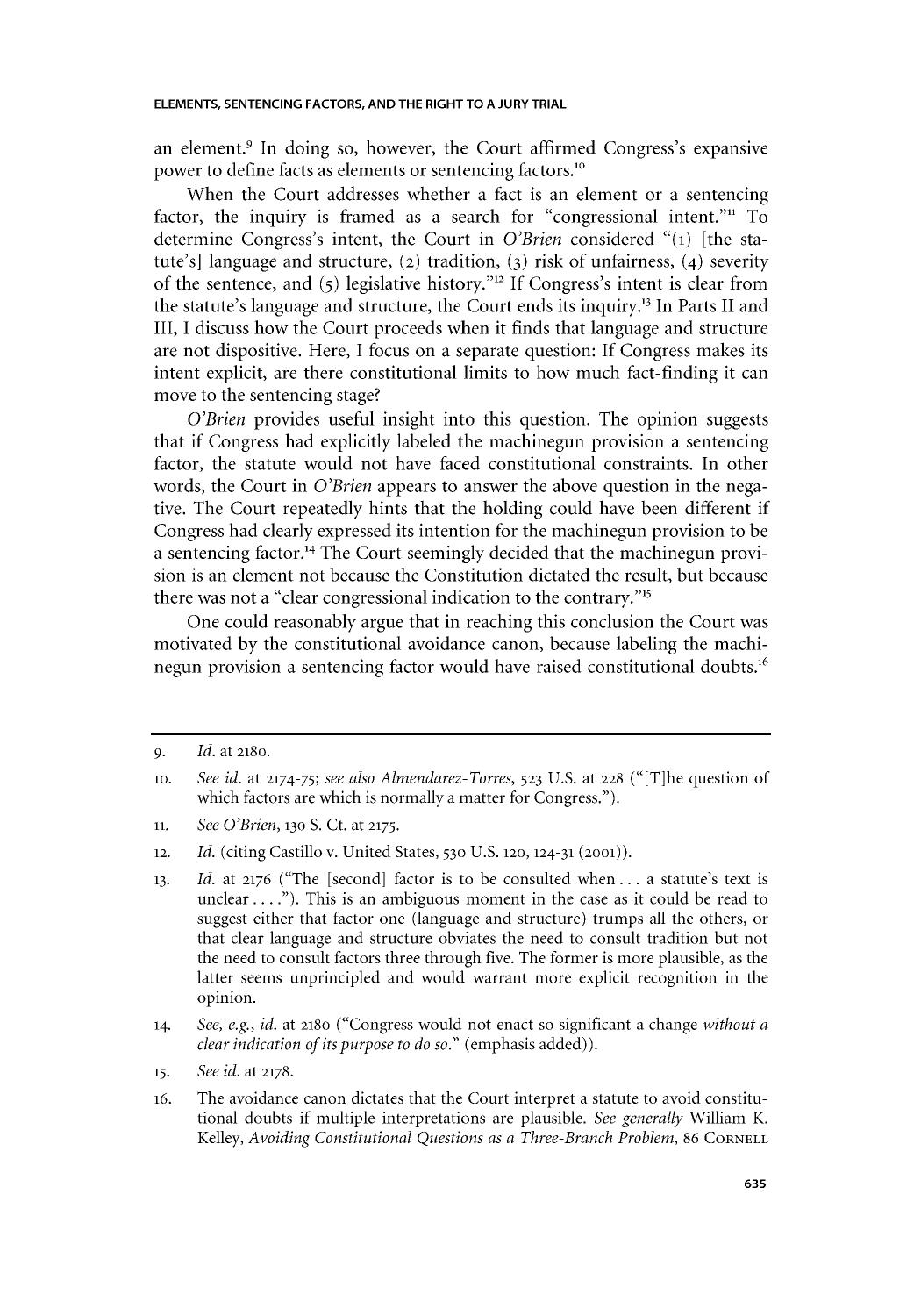an element.[9] In doing so, however, the Court affirmed Congress's expansive power to define facts as elements or sentencing factors.[10]

When the Court addresses whether a fact is an element or a sentencing factor, the inquiry is framed as a search for "congressional intent."[11] To determine Congress's intent, the Court in *O'Brien* considered "(1) [the statute's] language and structure, (2) tradition, (3) risk of unfairness, (4) severity of the sentence, and (5) legislative history."[12] If Congress's intent is clear from the statute's language and structure, the Court ends its inquiry.[13] In Parts II and III, I discuss how the Court proceeds when it finds that language and structure are not dispositive. Here, I focus on a separate question: If Congress makes its intent explicit, are there constitutional limits to how much fact-finding it can move to the sentencing stage?

*O'Brien* provides useful insight into this question. The opinion suggests that if Congress had explicitly labeled the machinegun provision a sentencing factor, the statute would not have faced constitutional constraints. In other words, the Court in *O'Brien* appears to answer the above question in the negative. The Court repeatedly hints that the holding could have been different if Congress had clearly expressed its intention for the machinegun provision to be a sentencing factor.[14] The Court seemingly decided that the machinegun provision is an element not because the Constitution dictated the result, but because there was not a "clear congressional indication to the contrary."[15]

One could reasonably argue that in reaching this conclusion the Court was motivated by the constitutional avoidance canon, because labeling the machinegun provision a sentencing factor would have raised constitutional doubts.[16]

---

9. *Id.* at 2180.

10. *See id.* at 2174-75; *see also Almendarez-Torres*, 523 U.S. at 228 ("[T]he question of which factors are which is normally a matter for Congress.").

11. *See O'Brien*, 130 S. Ct. at 2175.

12. *Id.* (citing Castillo v. United States, 530 U.S. 120, 124-31 (2001)).

13. *Id.* at 2176 ("The [second] factor is to be consulted when . . . a statute's text is unclear . . . ."). This is an ambiguous moment in the case as it could be read to suggest either that factor one (language and structure) trumps all the others, or that clear language and structure obviates the need to consult tradition but not the need to consult factors three through five. The former is more plausible, as the latter seems unprincipled and would warrant more explicit recognition in the opinion.

14. *See, e.g.*, *id.* at 2180 ("Congress would not enact so significant a change *without a clear indication of its purpose to do so*." (emphasis added)).

15. *See id.* at 2178.

16. The avoidance canon dictates that the Court interpret a statute to avoid constitutional doubts if multiple interpretations are plausible. *See generally* William K. Kelley, *Avoiding Constitutional Questions as a Three-Branch Problem*, 86 CORNELL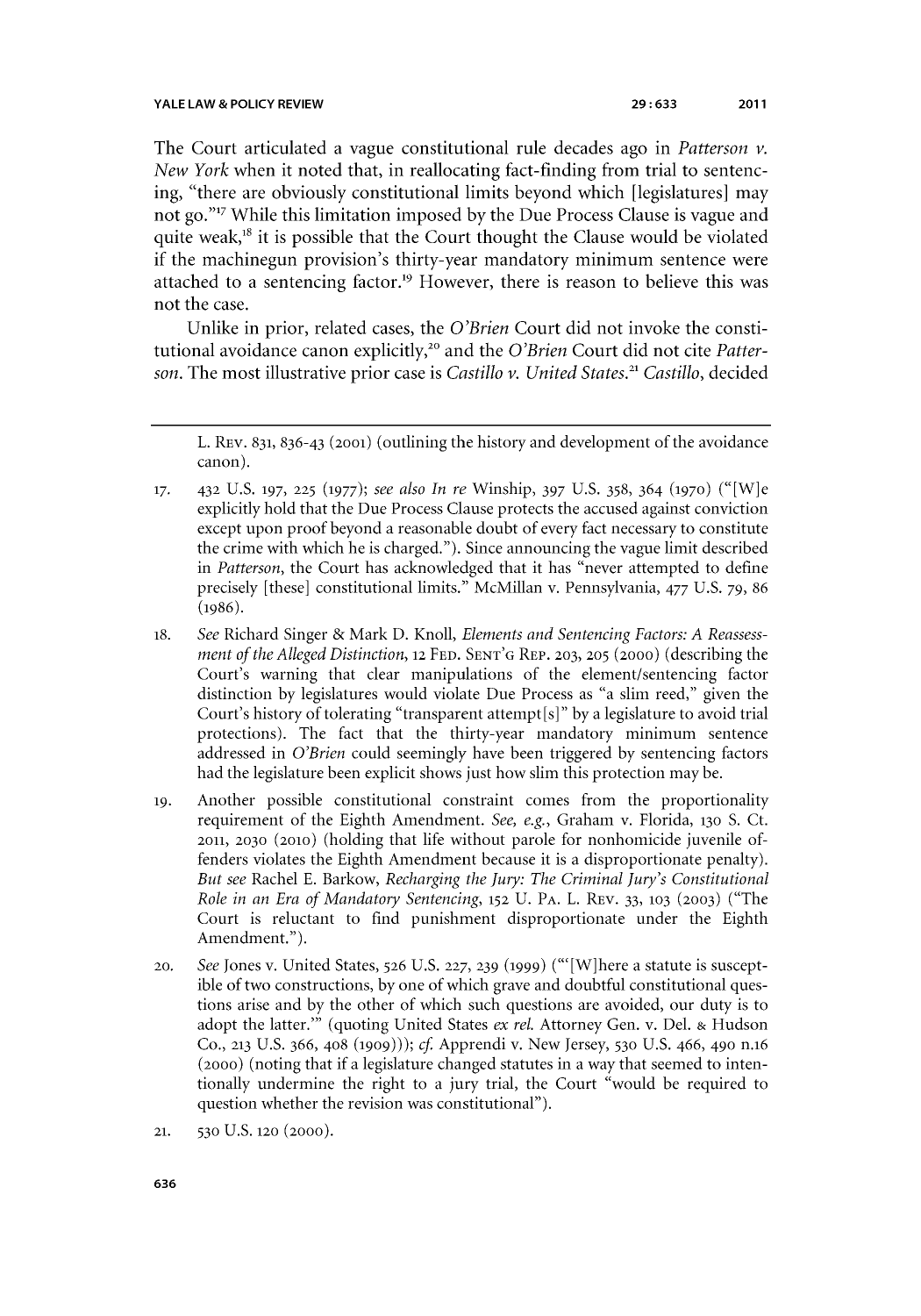The Court articulated a vague constitutional rule decades ago in *Patterson v. New York* when it noted that, in reallocating fact-finding from trial to sentencing, "there are obviously constitutional limits beyond which [legislatures] may not go."[17] While this limitation imposed by the Due Process Clause is vague and quite weak,[18] it is possible that the Court thought the Clause would be violated if the machinegun provision's thirty-year mandatory minimum sentence were attached to a sentencing factor.[19] However, there is reason to believe this was not the case.

Unlike in prior, related cases, the *O'Brien* Court did not invoke the constitutional avoidance canon explicitly,[20] and the *O'Brien* Court did not cite *Patterson*. The most illustrative prior case is *Castillo v. United States*.[21] *Castillo*, decided

---

L. REV. 831, 836-43 (2001) (outlining the history and development of the avoidance canon).

17. 432 U.S. 197, 225 (1977); *see also In re* Winship, 397 U.S. 358, 364 (1970) ("[W]e explicitly hold that the Due Process Clause protects the accused against conviction except upon proof beyond a reasonable doubt of every fact necessary to constitute the crime with which he is charged."). Since announcing the vague limit described in *Patterson*, the Court has acknowledged that it has "never attempted to define precisely [these] constitutional limits." McMillan v. Pennsylvania, 477 U.S. 79, 86 (1986).

18. *See* Richard Singer & Mark D. Knoll, *Elements and Sentencing Factors: A Reassessment of the Alleged Distinction*, 12 FED. SENT'G REP. 203, 205 (2000) (describing the Court's warning that clear manipulations of the element/sentencing factor distinction by legislatures would violate Due Process as "a slim reed," given the Court's history of tolerating "transparent attempt[s]" by a legislature to avoid trial protections). The fact that the thirty-year mandatory minimum sentence addressed in *O'Brien* could seemingly have been triggered by sentencing factors had the legislature been explicit shows just how slim this protection may be.

19. Another possible constitutional constraint comes from the proportionality requirement of the Eighth Amendment. *See, e.g.*, Graham v. Florida, 130 S. Ct. 2011, 2030 (2010) (holding that life without parole for nonhomicide juvenile offenders violates the Eighth Amendment because it is a disproportionate penalty). *But see* Rachel E. Barkow, *Recharging the Jury: The Criminal Jury's Constitutional Role in an Era of Mandatory Sentencing*, 152 U. PA. L. REV. 33, 103 (2003) ("The Court is reluctant to find punishment disproportionate under the Eighth Amendment.").

20. *See* Jones v. United States, 526 U.S. 227, 239 (1999) ("'[W]here a statute is susceptible of two constructions, by one of which grave and doubtful constitutional questions arise and by the other of which such questions are avoided, our duty is to adopt the latter.'" (quoting United States *ex rel.* Attorney Gen. v. Del. & Hudson Co., 213 U.S. 366, 408 (1909))); *cf.* Apprendi v. New Jersey, 530 U.S. 466, 490 n.16 (2000) (noting that if a legislature changed statutes in a way that seemed to intentionally undermine the right to a jury trial, the Court "would be required to question whether the revision was constitutional").

21. 530 U.S. 120 (2000).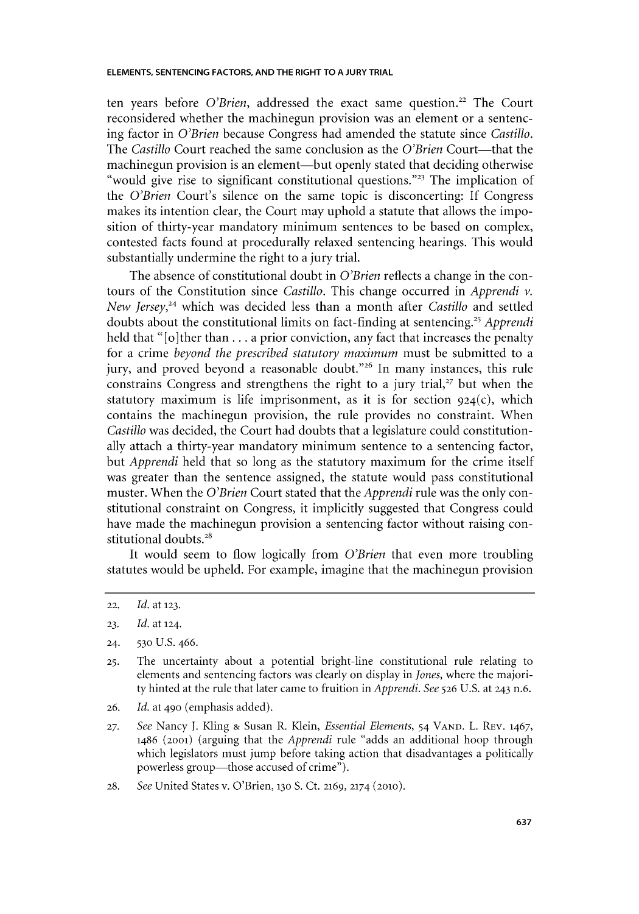ten years before *O'Brien*, addressed the exact same question.[22] The Court reconsidered whether the machinegun provision was an element or a sentencing factor in *O'Brien* because Congress had amended the statute since *Castillo*. The *Castillo* Court reached the same conclusion as the *O'Brien* Court—that the machinegun provision is an element—but openly stated that deciding otherwise "would give rise to significant constitutional questions."[23] The implication of the *O'Brien* Court's silence on the same topic is disconcerting: If Congress makes its intention clear, the Court may uphold a statute that allows the imposition of thirty-year mandatory minimum sentences to be based on complex, contested facts found at procedurally relaxed sentencing hearings. This would substantially undermine the right to a jury trial.

The absence of constitutional doubt in *O'Brien* reflects a change in the contours of the Constitution since *Castillo*. This change occurred in *Apprendi v. New Jersey*,[24] which was decided less than a month after *Castillo* and settled doubts about the constitutional limits on fact-finding at sentencing.[25] *Apprendi* held that "[o]ther than . . . a prior conviction, any fact that increases the penalty for a crime *beyond the prescribed statutory maximum* must be submitted to a jury, and proved beyond a reasonable doubt."[26] In many instances, this rule constrains Congress and strengthens the right to a jury trial,[27] but when the statutory maximum is life imprisonment, as it is for section 924(c), which contains the machinegun provision, the rule provides no constraint. When *Castillo* was decided, the Court had doubts that a legislature could constitutionally attach a thirty-year mandatory minimum sentence to a sentencing factor, but *Apprendi* held that so long as the statutory maximum for the crime itself was greater than the sentence assigned, the statute would pass constitutional muster. When the *O'Brien* Court stated that the *Apprendi* rule was the only constitutional constraint on Congress, it implicitly suggested that Congress could have made the machinegun provision a sentencing factor without raising constitutional doubts.[28]

It would seem to flow logically from *O'Brien* that even more troubling statutes would be upheld. For example, imagine that the machinegun provision

---

22. *Id.* at 123.

23. *Id.* at 124.

24. 530 U.S. 466.

25. The uncertainty about a potential bright-line constitutional rule relating to elements and sentencing factors was clearly on display in *Jones*, where the majority hinted at the rule that later came to fruition in *Apprendi*. *See* 526 U.S. at 243 n.6.

26. *Id.* at 490 (emphasis added).

27. *See* Nancy J. Kling & Susan R. Klein, *Essential Elements*, 54 VAND. L. REV. 1467, 1486 (2001) (arguing that the *Apprendi* rule "adds an additional hoop through which legislators must jump before taking action that disadvantages a politically powerless group—those accused of crime").

28. *See* United States v. O'Brien, 130 S. Ct. 2169, 2174 (2010).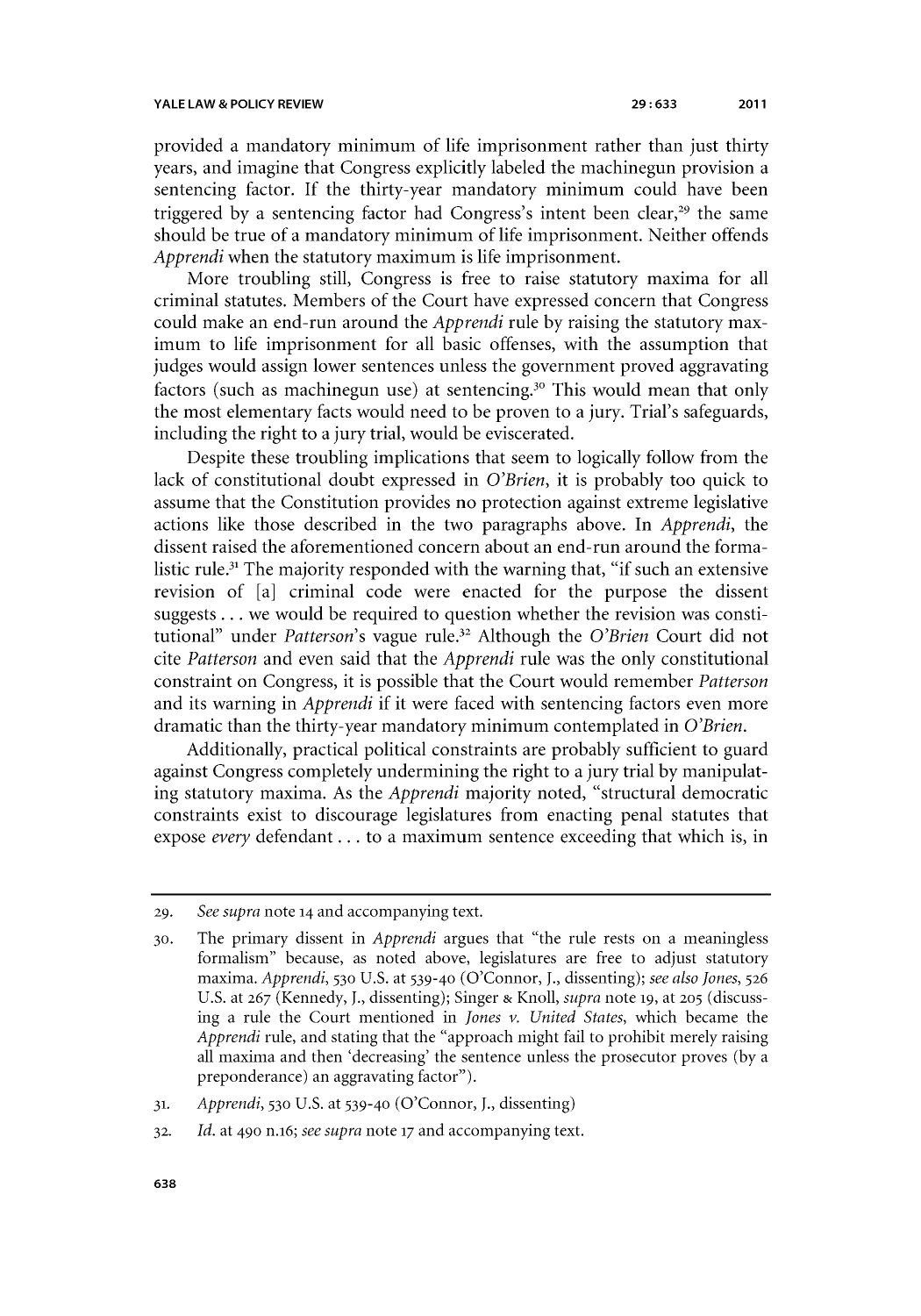provided a mandatory minimum of life imprisonment rather than just thirty years, and imagine that Congress explicitly labeled the machinegun provision a sentencing factor. If the thirty-year mandatory minimum could have been triggered by a sentencing factor had Congress's intent been clear,[29] the same should be true of a mandatory minimum of life imprisonment. Neither offends *Apprendi* when the statutory maximum is life imprisonment.

More troubling still, Congress is free to raise statutory maxima for all criminal statutes. Members of the Court have expressed concern that Congress could make an end-run around the *Apprendi* rule by raising the statutory maximum to life imprisonment for all basic offenses, with the assumption that judges would assign lower sentences unless the government proved aggravating factors (such as machinegun use) at sentencing.[30] This would mean that only the most elementary facts would need to be proven to a jury. Trial's safeguards, including the right to a jury trial, would be eviscerated.

Despite these troubling implications that seem to logically follow from the lack of constitutional doubt expressed in *O'Brien*, it is probably too quick to assume that the Constitution provides no protection against extreme legislative actions like those described in the two paragraphs above. In *Apprendi*, the dissent raised the aforementioned concern about an end-run around the formalistic rule.[31] The majority responded with the warning that, "if such an extensive revision of [a] criminal code were enacted for the purpose the dissent suggests . . . we would be required to question whether the revision was constitutional" under *Patterson*'s vague rule.[32] Although the *O'Brien* Court did not cite *Patterson* and even said that the *Apprendi* rule was the only constitutional constraint on Congress, it is possible that the Court would remember *Patterson* and its warning in *Apprendi* if it were faced with sentencing factors even more dramatic than the thirty-year mandatory minimum contemplated in *O'Brien*.

Additionally, practical political constraints are probably sufficient to guard against Congress completely undermining the right to a jury trial by manipulating statutory maxima. As the *Apprendi* majority noted, "structural democratic constraints exist to discourage legislatures from enacting penal statutes that expose *every* defendant . . . to a maximum sentence exceeding that which is, in

---

29. *See supra* note 14 and accompanying text.

30. The primary dissent in *Apprendi* argues that "the rule rests on a meaningless formalism" because, as noted above, legislatures are free to adjust statutory maxima. *Apprendi*, 530 U.S. at 539-40 (O'Connor, J., dissenting); *see also Jones*, 526 U.S. at 267 (Kennedy, J., dissenting); Singer & Knoll, *supra* note 19, at 205 (discussing a rule the Court mentioned in *Jones v. United States*, which became the *Apprendi* rule, and stating that the "approach might fail to prohibit merely raising all maxima and then 'decreasing' the sentence unless the prosecutor proves (by a preponderance) an aggravating factor").

31. *Apprendi*, 530 U.S. at 539-40 (O'Connor, J., dissenting)

32. *Id.* at 490 n.16; *see supra* note 17 and accompanying text.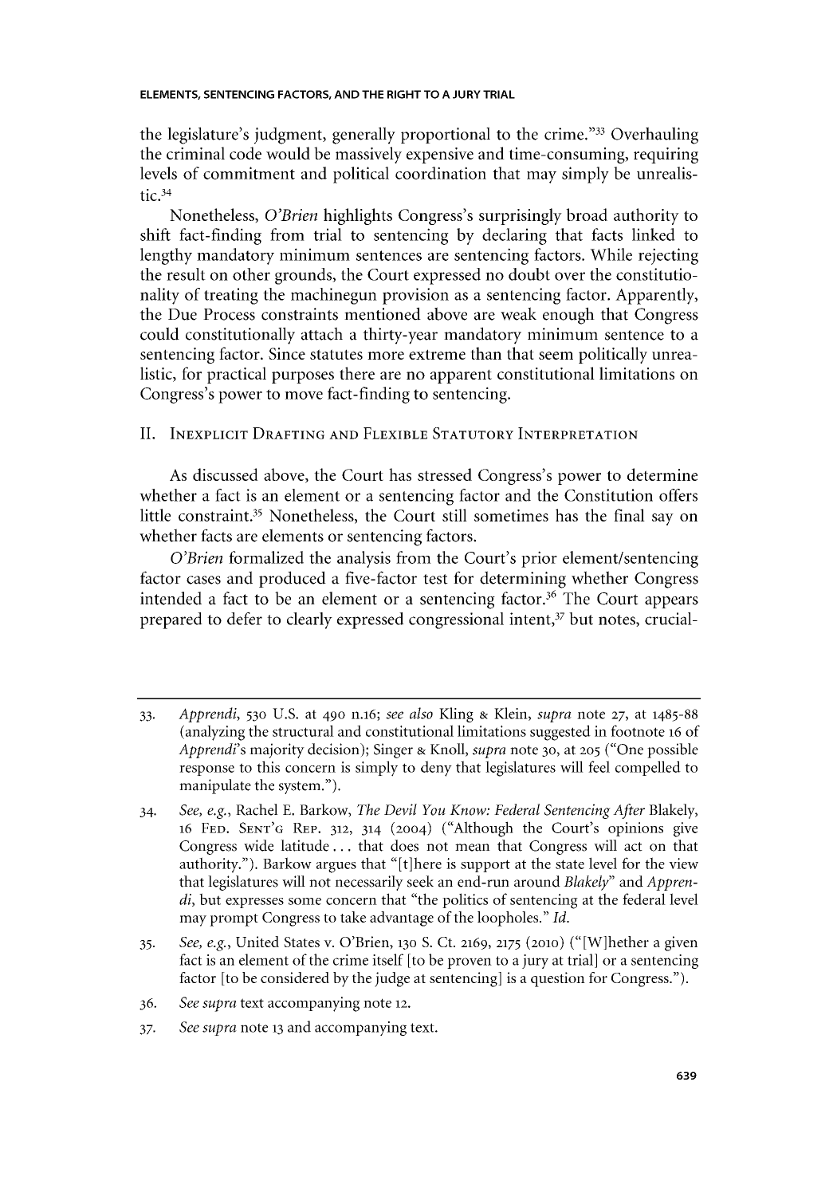the legislature's judgment, generally proportional to the crime."[33] Overhauling the criminal code would be massively expensive and time-consuming, requiring levels of commitment and political coordination that may simply be unrealistic.[34]

Nonetheless, *O'Brien* highlights Congress's surprisingly broad authority to shift fact-finding from trial to sentencing by declaring that facts linked to lengthy mandatory minimum sentences are sentencing factors. While rejecting the result on other grounds, the Court expressed no doubt over the constitutionality of treating the machinegun provision as a sentencing factor. Apparently, the Due Process constraints mentioned above are weak enough that Congress could constitutionally attach a thirty-year mandatory minimum sentence to a sentencing factor. Since statutes more extreme than that seem politically unrealistic, for practical purposes there are no apparent constitutional limitations on Congress's power to move fact-finding to sentencing.

## II. Inexplicit Drafting and Flexible Statutory Interpretation

As discussed above, the Court has stressed Congress's power to determine whether a fact is an element or a sentencing factor and the Constitution offers little constraint.[35] Nonetheless, the Court still sometimes has the final say on whether facts are elements or sentencing factors.

*O'Brien* formalized the analysis from the Court's prior element/sentencing factor cases and produced a five-factor test for determining whether Congress intended a fact to be an element or a sentencing factor.[36] The Court appears prepared to defer to clearly expressed congressional intent,[37] but notes, crucial-

---

33. *Apprendi*, 530 U.S. at 490 n.16; *see also* Kling & Klein, *supra* note 27, at 1485-88 (analyzing the structural and constitutional limitations suggested in footnote 16 of *Apprendi*'s majority decision); Singer & Knoll, *supra* note 30, at 205 ("One possible response to this concern is simply to deny that legislatures will feel compelled to manipulate the system.").

34. *See, e.g.*, Rachel E. Barkow, *The Devil You Know: Federal Sentencing After* Blakely, 16 Fed. Sent'g Rep. 312, 314 (2004) ("Although the Court's opinions give Congress wide latitude . . . that does not mean that Congress will act on that authority."). Barkow argues that "[t]here is support at the state level for the view that legislatures will not necessarily seek an end-run around *Blakely*" and *Apprendi*, but expresses some concern that "the politics of sentencing at the federal level may prompt Congress to take advantage of the loopholes." *Id.*

35. *See, e.g.*, United States v. O'Brien, 130 S. Ct. 2169, 2175 (2010) ("[W]hether a given fact is an element of the crime itself [to be proven to a jury at trial] or a sentencing factor [to be considered by the judge at sentencing] is a question for Congress.").

36. *See supra* text accompanying note 12.

37. *See supra* note 13 and accompanying text.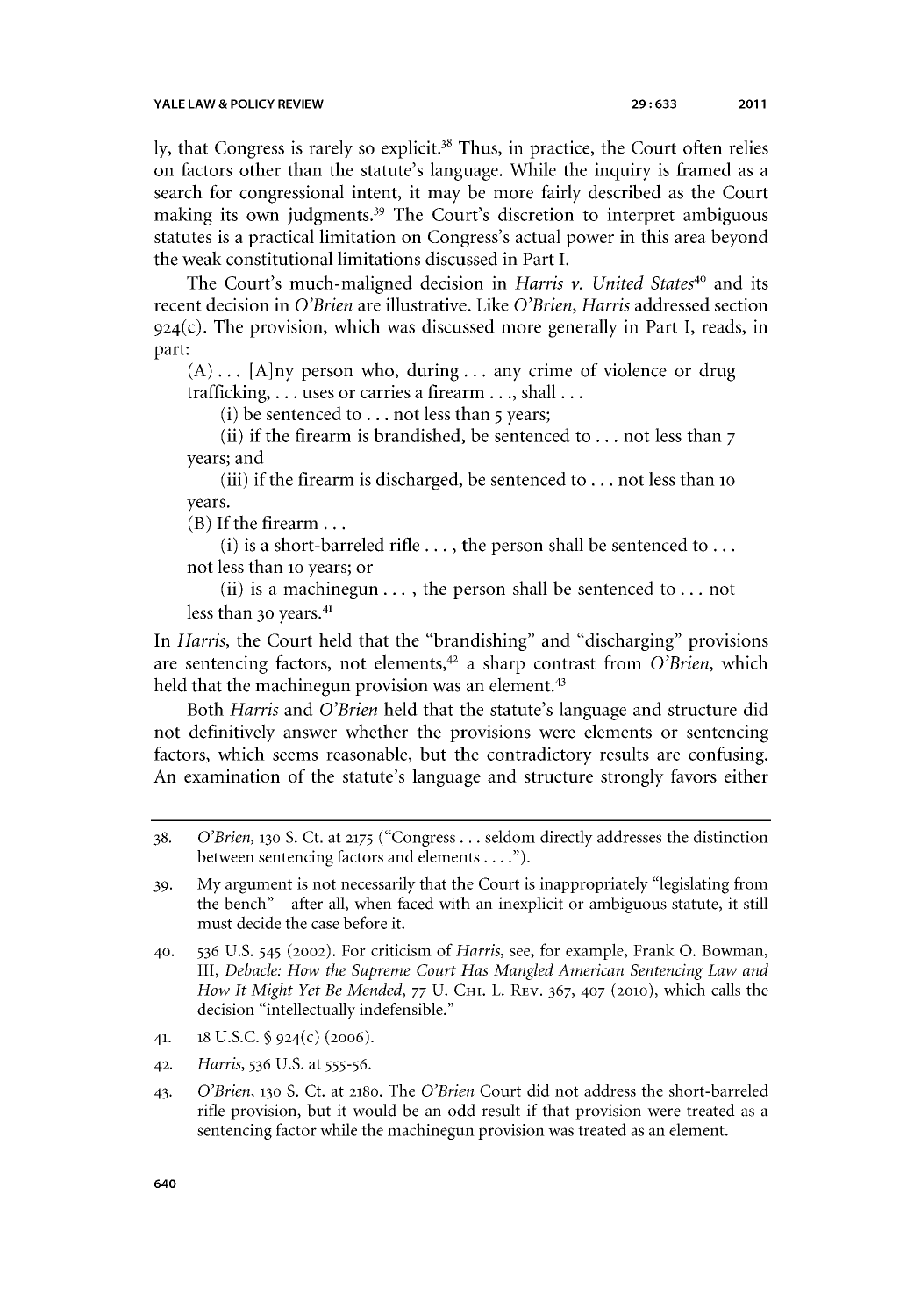ly, that Congress is rarely so explicit.[38] Thus, in practice, the Court often relies on factors other than the statute's language. While the inquiry is framed as a search for congressional intent, it may be more fairly described as the Court making its own judgments.[39] The Court's discretion to interpret ambiguous statutes is a practical limitation on Congress's actual power in this area beyond the weak constitutional limitations discussed in Part I.

The Court's much-maligned decision in *Harris v. United States*[40] and its recent decision in *O'Brien* are illustrative. Like *O'Brien*, *Harris* addressed section 924(c). The provision, which was discussed more generally in Part I, reads, in part:

> (A) . . . [A]ny person who, during . . . any crime of violence or drug trafficking, . . . uses or carries a firearm . . ., shall . . .
>
> (i) be sentenced to . . . not less than 5 years;
>
> (ii) if the firearm is brandished, be sentenced to . . . not less than 7 years; and
>
> (iii) if the firearm is discharged, be sentenced to . . . not less than 10 years.
>
> (B) If the firearm . . .
>
> (i) is a short-barreled rifle . . . , the person shall be sentenced to . . . not less than 10 years; or
>
> (ii) is a machinegun . . . , the person shall be sentenced to . . . not less than 30 years.[41]

In *Harris*, the Court held that the "brandishing" and "discharging" provisions are sentencing factors, not elements,[42] a sharp contrast from *O'Brien*, which held that the machinegun provision was an element.[43]

Both *Harris* and *O'Brien* held that the statute's language and structure did not definitively answer whether the provisions were elements or sentencing factors, which seems reasonable, but the contradictory results are confusing. An examination of the statute's language and structure strongly favors either

---

38. *O'Brien*, 130 S. Ct. at 2175 ("Congress . . . seldom directly addresses the distinction between sentencing factors and elements . . . .").

39. My argument is not necessarily that the Court is inappropriately "legislating from the bench"—after all, when faced with an inexplicit or ambiguous statute, it still must decide the case before it.

40. 536 U.S. 545 (2002). For criticism of *Harris*, see, for example, Frank O. Bowman, III, *Debacle: How the Supreme Court Has Mangled American Sentencing Law and How It Might Yet Be Mended*, 77 U. CHI. L. REV. 367, 407 (2010), which calls the decision "intellectually indefensible."

41. 18 U.S.C. § 924(c) (2006).

42. *Harris*, 536 U.S. at 555-56.

43. *O'Brien*, 130 S. Ct. at 2180. The *O'Brien* Court did not address the short-barreled rifle provision, but it would be an odd result if that provision were treated as a sentencing factor while the machinegun provision was treated as an element.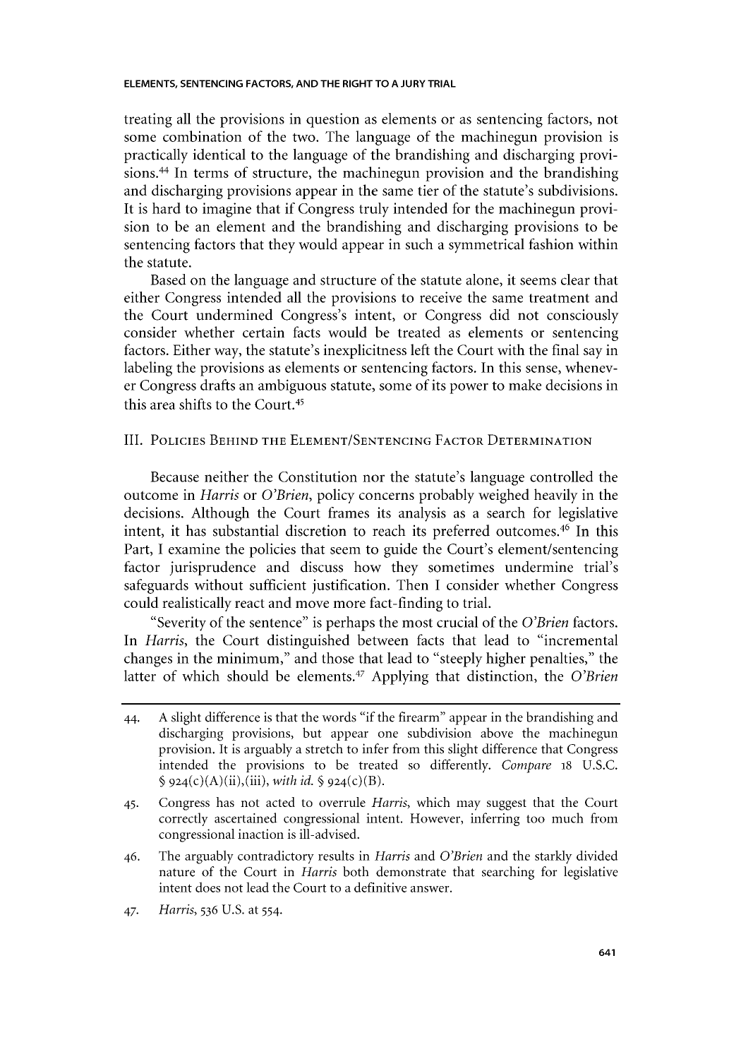treating all the provisions in question as elements or as sentencing factors, not some combination of the two. The language of the machinegun provision is practically identical to the language of the brandishing and discharging provisions.[44] In terms of structure, the machinegun provision and the brandishing and discharging provisions appear in the same tier of the statute's subdivisions. It is hard to imagine that if Congress truly intended for the machinegun provision to be an element and the brandishing and discharging provisions to be sentencing factors that they would appear in such a symmetrical fashion within the statute.

Based on the language and structure of the statute alone, it seems clear that either Congress intended all the provisions to receive the same treatment and the Court undermined Congress's intent, or Congress did not consciously consider whether certain facts would be treated as elements or sentencing factors. Either way, the statute's inexplicitness left the Court with the final say in labeling the provisions as elements or sentencing factors. In this sense, whenever Congress drafts an ambiguous statute, some of its power to make decisions in this area shifts to the Court.[45]

## III. Policies Behind the Element/Sentencing Factor Determination

Because neither the Constitution nor the statute's language controlled the outcome in *Harris* or *O'Brien*, policy concerns probably weighed heavily in the decisions. Although the Court frames its analysis as a search for legislative intent, it has substantial discretion to reach its preferred outcomes.[46] In this Part, I examine the policies that seem to guide the Court's element/sentencing factor jurisprudence and discuss how they sometimes undermine trial's safeguards without sufficient justification. Then I consider whether Congress could realistically react and move more fact-finding to trial.

"Severity of the sentence" is perhaps the most crucial of the *O'Brien* factors. In *Harris*, the Court distinguished between facts that lead to "incremental changes in the minimum," and those that lead to "steeply higher penalties," the latter of which should be elements.[47] Applying that distinction, the *O'Brien*

---

44. A slight difference is that the words "if the firearm" appear in the brandishing and discharging provisions, but appear one subdivision above the machinegun provision. It is arguably a stretch to infer from this slight difference that Congress intended the provisions to be treated so differently. *Compare* 18 U.S.C. § 924(c)(A)(ii),(iii), *with id.* § 924(c)(B).

45. Congress has not acted to overrule *Harris*, which may suggest that the Court correctly ascertained congressional intent. However, inferring too much from congressional inaction is ill-advised.

46. The arguably contradictory results in *Harris* and *O'Brien* and the starkly divided nature of the Court in *Harris* both demonstrate that searching for legislative intent does not lead the Court to a definitive answer.

47. *Harris*, 536 U.S. at 554.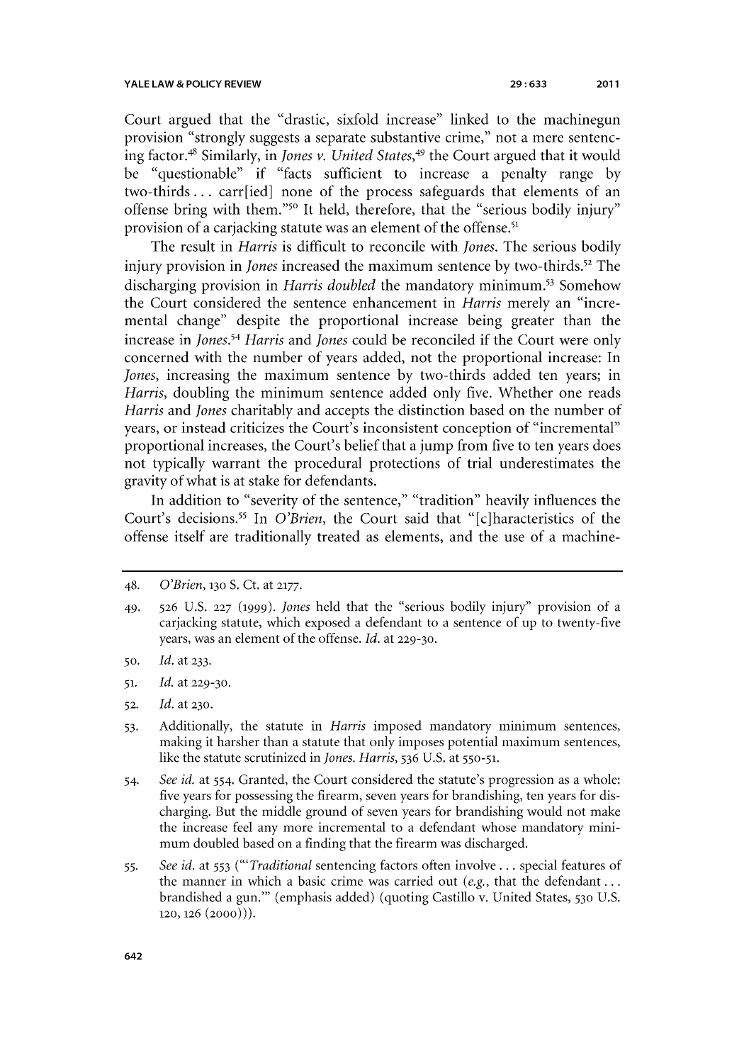Court argued that the "drastic, sixfold increase" linked to the machinegun provision "strongly suggests a separate substantive crime," not a mere sentencing factor.[48] Similarly, in *Jones v. United States*,[49] the Court argued that it would be "questionable" if "facts sufficient to increase a penalty range by two-thirds . . . carr[ied] none of the process safeguards that elements of an offense bring with them."[50] It held, therefore, that the "serious bodily injury" provision of a carjacking statute was an element of the offense.[51]

The result in *Harris* is difficult to reconcile with *Jones*. The serious bodily injury provision in *Jones* increased the maximum sentence by two-thirds.[52] The discharging provision in *Harris* *doubled* the mandatory minimum.[53] Somehow the Court considered the sentence enhancement in *Harris* merely an "incremental change" despite the proportional increase being greater than the increase in *Jones*.[54] *Harris* and *Jones* could be reconciled if the Court were only concerned with the number of years added, not the proportional increase: In *Jones*, increasing the maximum sentence by two-thirds added ten years; in *Harris*, doubling the minimum sentence added only five. Whether one reads *Harris* and *Jones* charitably and accepts the distinction based on the number of years, or instead criticizes the Court's inconsistent conception of "incremental" proportional increases, the Court's belief that a jump from five to ten years does not typically warrant the procedural protections of trial underestimates the gravity of what is at stake for defendants.

In addition to "severity of the sentence," "tradition" heavily influences the Court's decisions.[55] In *O'Brien*, the Court said that "[c]haracteristics of the offense itself are traditionally treated as elements, and the use of a machine-

---

48. *O'Brien*, 130 S. Ct. at 2177.

49. 526 U.S. 227 (1999). *Jones* held that the "serious bodily injury" provision of a carjacking statute, which exposed a defendant to a sentence of up to twenty-five years, was an element of the offense. *Id.* at 229-30.

50. *Id.* at 233.

51. *Id.* at 229-30.

52. *Id.* at 230.

53. Additionally, the statute in *Harris* imposed mandatory minimum sentences, making it harsher than a statute that only imposes potential maximum sentences, like the statute scrutinized in *Jones*. *Harris*, 536 U.S. at 550-51.

54. *See id.* at 554. Granted, the Court considered the statute's progression as a whole: five years for possessing the firearm, seven years for brandishing, ten years for discharging. But the middle ground of seven years for brandishing would not make the increase feel any more incremental to a defendant whose mandatory minimum doubled based on a finding that the firearm was discharged.

55. *See id.* at 553 ("'*Traditional* sentencing factors often involve . . . special features of the manner in which a basic crime was carried out (*e.g.*, that the defendant . . . brandished a gun.'" (emphasis added) (quoting Castillo v. United States, 530 U.S. 120, 126 (2000))).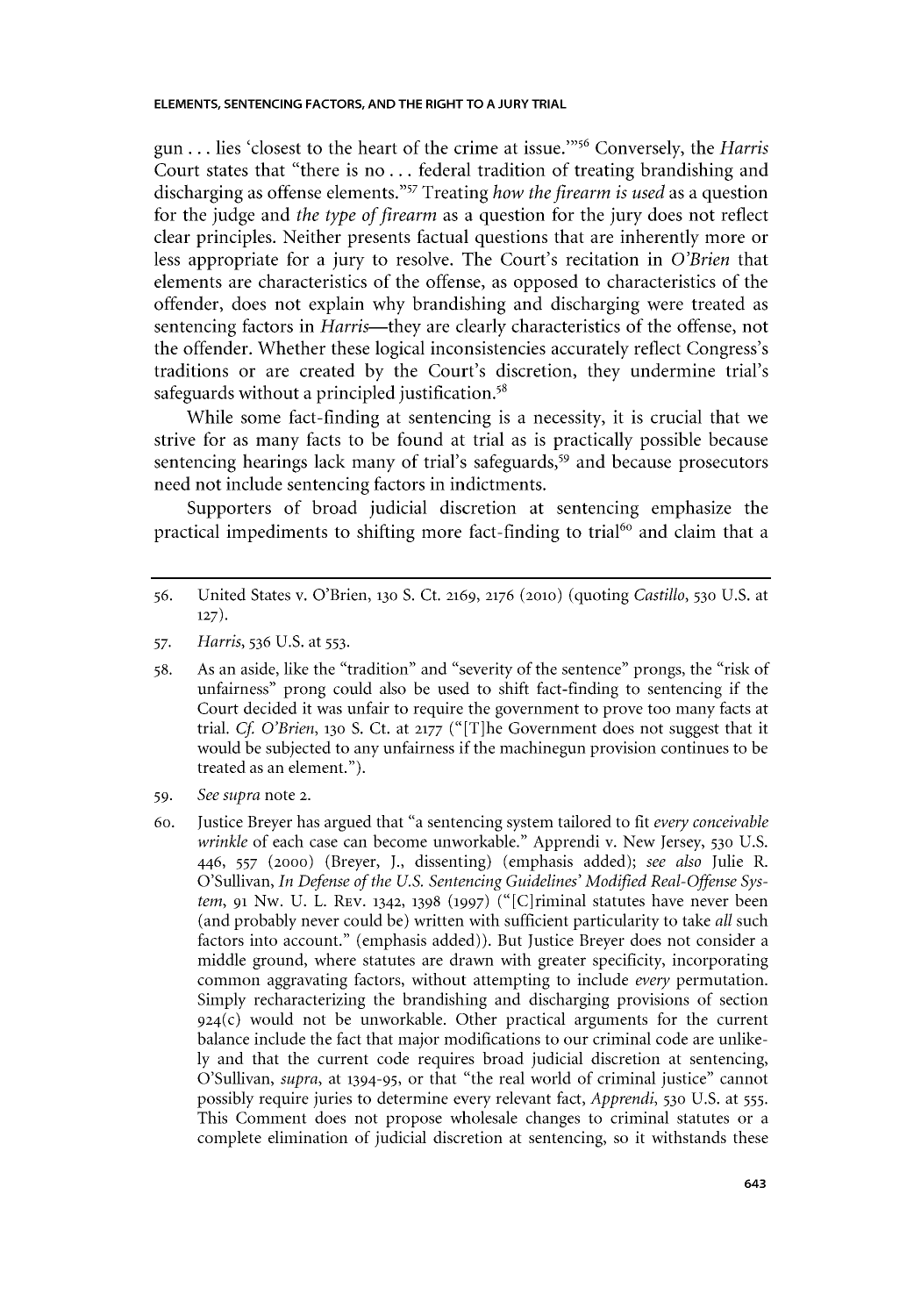gun . . . lies 'closest to the heart of the crime at issue.'"[56] Conversely, the *Harris* Court states that "there is no . . . federal tradition of treating brandishing and discharging as offense elements."[57] Treating *how the firearm is used* as a question for the judge and *the type of firearm* as a question for the jury does not reflect clear principles. Neither presents factual questions that are inherently more or less appropriate for a jury to resolve. The Court's recitation in *O'Brien* that elements are characteristics of the offense, as opposed to characteristics of the offender, does not explain why brandishing and discharging were treated as sentencing factors in *Harris*—they are clearly characteristics of the offense, not the offender. Whether these logical inconsistencies accurately reflect Congress's traditions or are created by the Court's discretion, they undermine trial's safeguards without a principled justification.[58]

While some fact-finding at sentencing is a necessity, it is crucial that we strive for as many facts to be found at trial as is practically possible because sentencing hearings lack many of trial's safeguards,[59] and because prosecutors need not include sentencing factors in indictments.

Supporters of broad judicial discretion at sentencing emphasize the practical impediments to shifting more fact-finding to trial[60] and claim that a

---

56. United States v. O'Brien, 130 S. Ct. 2169, 2176 (2010) (quoting *Castillo*, 530 U.S. at 127).

57. *Harris*, 536 U.S. at 553.

58. As an aside, like the "tradition" and "severity of the sentence" prongs, the "risk of unfairness" prong could also be used to shift fact-finding to sentencing if the Court decided it was unfair to require the government to prove too many facts at trial. *Cf. O'Brien*, 130 S. Ct. at 2177 ("[T]he Government does not suggest that it would be subjected to any unfairness if the machinegun provision continues to be treated as an element.").

59. *See supra* note 2.

60. Justice Breyer has argued that "a sentencing system tailored to fit *every conceivable wrinkle* of each case can become unworkable." Apprendi v. New Jersey, 530 U.S. 446, 557 (2000) (Breyer, J., dissenting) (emphasis added); *see also* Julie R. O'Sullivan, *In Defense of the U.S. Sentencing Guidelines' Modified Real-Offense System*, 91 Nw. U. L. Rev. 1342, 1398 (1997) ("[C]riminal statutes have never been (and probably never could be) written with sufficient particularity to take *all* such factors into account." (emphasis added)). But Justice Breyer does not consider a middle ground, where statutes are drawn with greater specificity, incorporating common aggravating factors, without attempting to include *every* permutation. Simply recharacterizing the brandishing and discharging provisions of section 924(c) would not be unworkable. Other practical arguments for the current balance include the fact that major modifications to our criminal code are unlikely and that the current code requires broad judicial discretion at sentencing, O'Sullivan, *supra*, at 1394-95, or that "the real world of criminal justice" cannot possibly require juries to determine every relevant fact, *Apprendi*, 530 U.S. at 555. This Comment does not propose wholesale changes to criminal statutes or a complete elimination of judicial discretion at sentencing, so it withstands these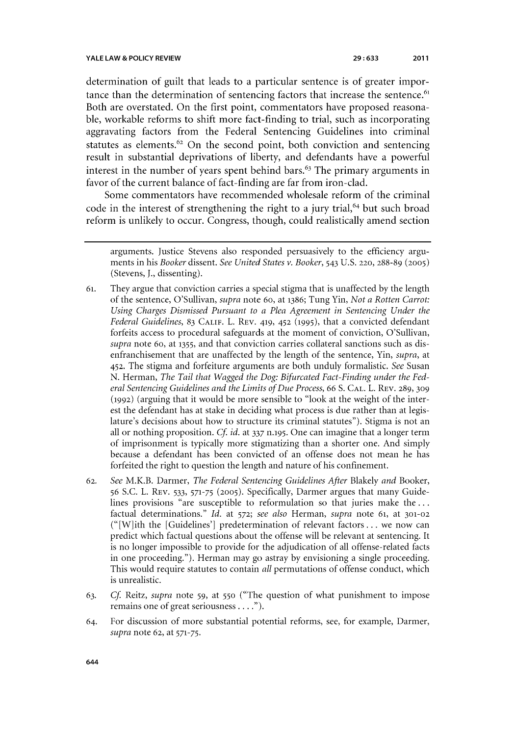determination of guilt that leads to a particular sentence is of greater importance than the determination of sentencing factors that increase the sentence.[61] Both are overstated. On the first point, commentators have proposed reasonable, workable reforms to shift more fact-finding to trial, such as incorporating aggravating factors from the Federal Sentencing Guidelines into criminal statutes as elements.[62] On the second point, both conviction and sentencing result in substantial deprivations of liberty, and defendants have a powerful interest in the number of years spent behind bars.[63] The primary arguments in favor of the current balance of fact-finding are far from iron-clad.

Some commentators have recommended wholesale reform of the criminal code in the interest of strengthening the right to a jury trial,[64] but such broad reform is unlikely to occur. Congress, though, could realistically amend section

---

arguments. Justice Stevens also responded persuasively to the efficiency arguments in his *Booker* dissent. *See United States v. Booker*, 543 U.S. 220, 288-89 (2005) (Stevens, J., dissenting).

61. They argue that conviction carries a special stigma that is unaffected by the length of the sentence, O'Sullivan, *supra* note 60, at 1386; Tung Yin, *Not a Rotten Carrot: Using Charges Dismissed Pursuant to a Plea Agreement in Sentencing Under the Federal Guidelines*, 83 CALIF. L. REV. 419, 452 (1995), that a convicted defendant forfeits access to procedural safeguards at the moment of conviction, O'Sullivan, *supra* note 60, at 1355, and that conviction carries collateral sanctions such as disenfranchisement that are unaffected by the length of the sentence, Yin, *supra*, at 452. The stigma and forfeiture arguments are both unduly formalistic. *See* Susan N. Herman, *The Tail that Wagged the Dog: Bifurcated Fact-Finding under the Federal Sentencing Guidelines and the Limits of Due Process*, 66 S. CAL. L. REV. 289, 309 (1992) (arguing that it would be more sensible to "look at the weight of the interest the defendant has at stake in deciding what process is due rather than at legislature's decisions about how to structure its criminal statutes"). Stigma is not an all or nothing proposition. *Cf. id.* at 337 n.195. One can imagine that a longer term of imprisonment is typically more stigmatizing than a shorter one. And simply because a defendant has been convicted of an offense does not mean he has forfeited the right to question the length and nature of his confinement.

62. *See* M.K.B. Darmer, *The Federal Sentencing Guidelines After* Blakely *and* Booker, 56 S.C. L. REV. 533, 571-75 (2005). Specifically, Darmer argues that many Guidelines provisions "are susceptible to reformulation so that juries make the . . . factual determinations." *Id.* at 572; *see also* Herman, *supra* note 61, at 301-02 ("[W]ith the [Guidelines'] predetermination of relevant factors . . . we now can predict which factual questions about the offense will be relevant at sentencing. It is no longer impossible to provide for the adjudication of all offense-related facts in one proceeding."). Herman may go astray by envisioning a single proceeding. This would require statutes to contain *all* permutations of offense conduct, which is unrealistic.

63. *Cf.* Reitz, *supra* note 59, at 550 ("The question of what punishment to impose remains one of great seriousness . . . .").

64. For discussion of more substantial potential reforms, see, for example, Darmer, *supra* note 62, at 571-75.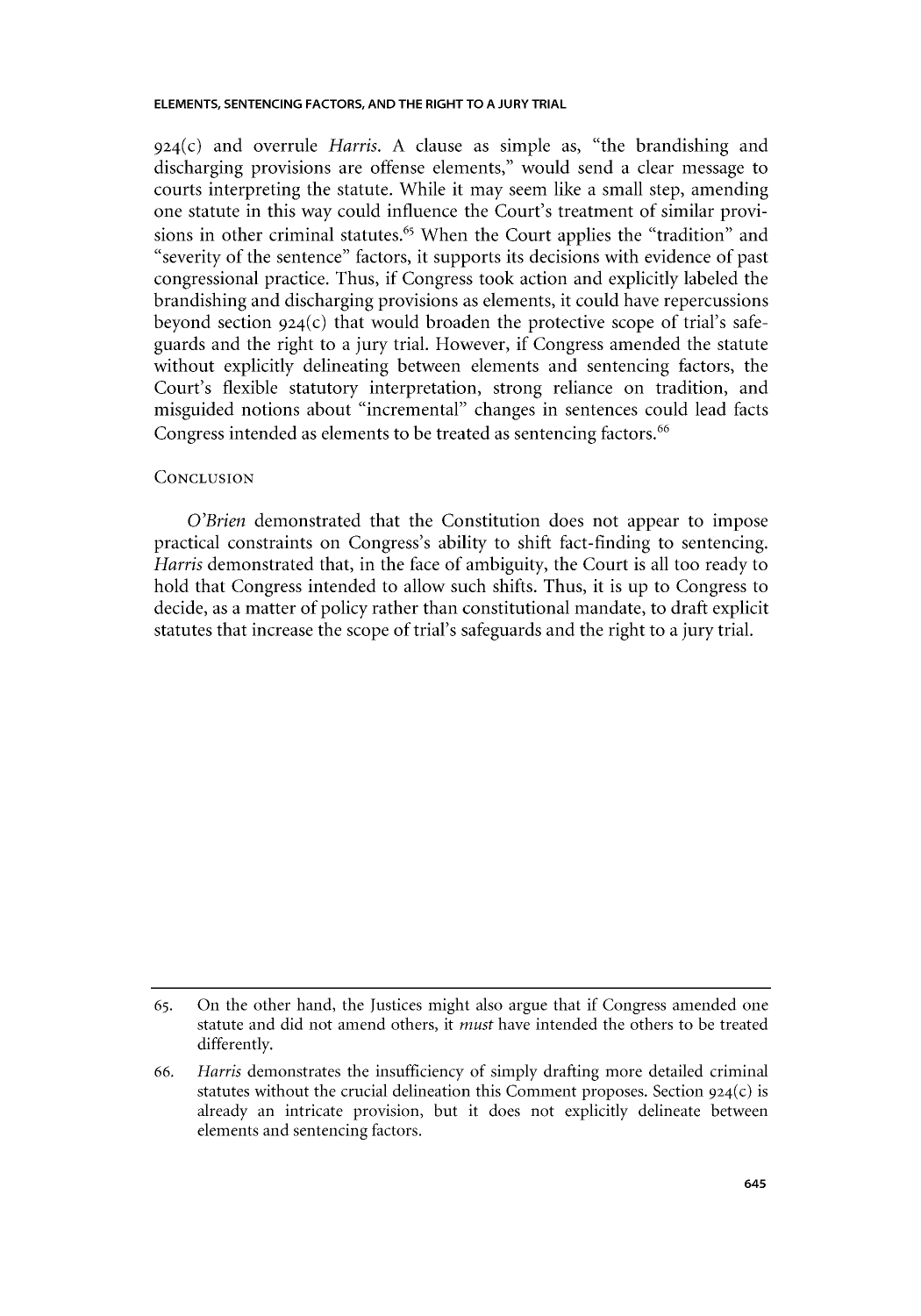924(c) and overrule *Harris*. A clause as simple as, "the brandishing and discharging provisions are offense elements," would send a clear message to courts interpreting the statute. While it may seem like a small step, amending one statute in this way could influence the Court's treatment of similar provisions in other criminal statutes.[65] When the Court applies the "tradition" and "severity of the sentence" factors, it supports its decisions with evidence of past congressional practice. Thus, if Congress took action and explicitly labeled the brandishing and discharging provisions as elements, it could have repercussions beyond section 924(c) that would broaden the protective scope of trial's safeguards and the right to a jury trial. However, if Congress amended the statute without explicitly delineating between elements and sentencing factors, the Court's flexible statutory interpretation, strong reliance on tradition, and misguided notions about "incremental" changes in sentences could lead facts Congress intended as elements to be treated as sentencing factors.[66]

## Conclusion

*O'Brien* demonstrated that the Constitution does not appear to impose practical constraints on Congress's ability to shift fact-finding to sentencing. *Harris* demonstrated that, in the face of ambiguity, the Court is all too ready to hold that Congress intended to allow such shifts. Thus, it is up to Congress to decide, as a matter of policy rather than constitutional mandate, to draft explicit statutes that increase the scope of trial's safeguards and the right to a jury trial.

---

65. On the other hand, the Justices might also argue that if Congress amended one statute and did not amend others, it *must* have intended the others to be treated differently.

66. *Harris* demonstrates the insufficiency of simply drafting more detailed criminal statutes without the crucial delineation this Comment proposes. Section 924(c) is already an intricate provision, but it does not explicitly delineate between elements and sentencing factors.